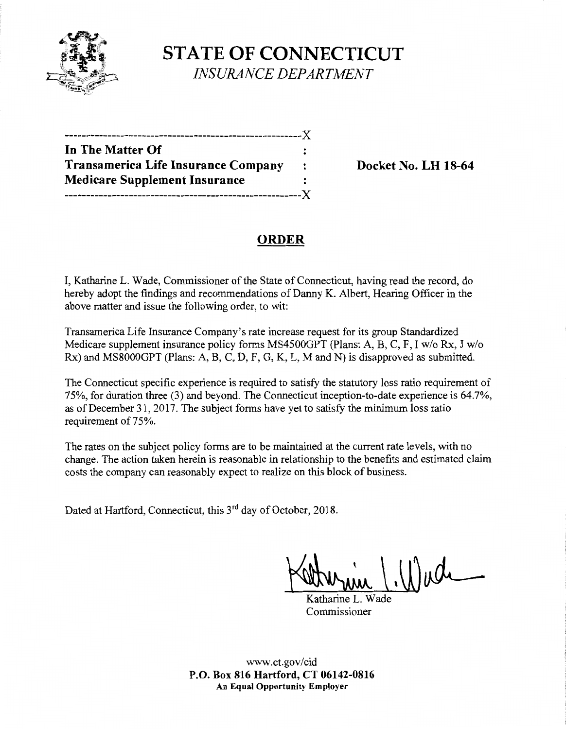# STATE OF CONNECTICUT

*INSURANCE DEPARTMENT*

```
-------------------------------------------------------X
In The Matter Of                                       :
Transamerica Life Insurance Company                    :     Docket No. LH 18-64
Medicare Supplement Insurance                          :
-------------------------------------------------------X
```

## ORDER

I, Katharine L. Wade, Commissioner of the State of Connecticut, having read the record, do hereby adopt the findings and recommendations of Danny K. Albert, Hearing Officer in the above matter and issue the following order, to wit:

Transamerica Life Insurance Company's rate increase request for its group Standardized Medicare supplement insurance policy forms MS4500GPT (Plans: A, B, C, F, I w/o Rx, J w/o Rx) and MS8000GPT (Plans: A, B, C, D, F, G, K, L, M and N) is disapproved as submitted.

The Connecticut specific experience is required to satisfy the statutory loss ratio requirement of 75%, for duration three (3) and beyond. The Connecticut inception-to-date experience is 64.7%, as of December 31, 2017. The subject forms have yet to satisfy the minimum loss ratio requirement of 75%.

The rates on the subject policy forms are to be maintained at the current rate levels, with no change. The action taken herein is reasonable in relationship to the benefits and estimated claim costs the company can reasonably expect to realize on this block of business.

Dated at Hartford, Connecticut, this 3rd day of October, 2018.

Katharine L. Wade
Commissioner

www.ct.gov/cid
**P.O. Box 816 Hartford, CT 06142-0816**
**An Equal Opportunity Employer**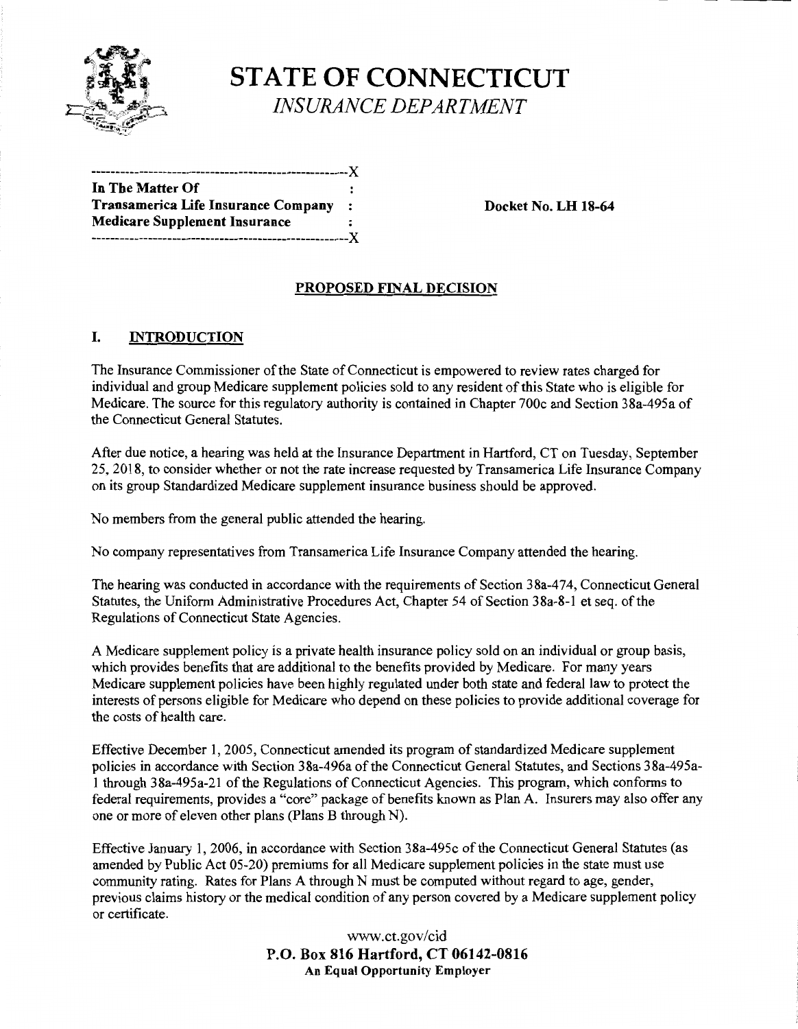# STATE OF CONNECTICUT

*INSURANCE DEPARTMENT*

```
--------------------------------------------------------X
In The Matter Of                                        :
Transamerica Life Insurance Company                     :
Medicare Supplement Insurance                           :
--------------------------------------------------------X
```

**In The Matter Of**
**Transamerica Life Insurance Company**
**Medicare Supplement Insurance**

**Docket No. LH 18-64**

## PROPOSED FINAL DECISION

## I. INTRODUCTION

The Insurance Commissioner of the State of Connecticut is empowered to review rates charged for individual and group Medicare supplement policies sold to any resident of this State who is eligible for Medicare. The source for this regulatory authority is contained in Chapter 700c and Section 38a-495a of the Connecticut General Statutes.

After due notice, a hearing was held at the Insurance Department in Hartford, CT on Tuesday, September 25, 2018, to consider whether or not the rate increase requested by Transamerica Life Insurance Company on its group Standardized Medicare supplement insurance business should be approved.

No members from the general public attended the hearing.

No company representatives from Transamerica Life Insurance Company attended the hearing.

The hearing was conducted in accordance with the requirements of Section 38a-474, Connecticut General Statutes, the Uniform Administrative Procedures Act, Chapter 54 of Section 38a-8-1 et seq. of the Regulations of Connecticut State Agencies.

A Medicare supplement policy is a private health insurance policy sold on an individual or group basis, which provides benefits that are additional to the benefits provided by Medicare. For many years Medicare supplement policies have been highly regulated under both state and federal law to protect the interests of persons eligible for Medicare who depend on these policies to provide additional coverage for the costs of health care.

Effective December 1, 2005, Connecticut amended its program of standardized Medicare supplement policies in accordance with Section 38a-496a of the Connecticut General Statutes, and Sections 38a-495a-1 through 38a-495a-21 of the Regulations of Connecticut Agencies. This program, which conforms to federal requirements, provides a "core" package of benefits known as Plan A. Insurers may also offer any one or more of eleven other plans (Plans B through N).

Effective January 1, 2006, in accordance with Section 38a-495c of the Connecticut General Statutes (as amended by Public Act 05-20) premiums for all Medicare supplement policies in the state must use community rating. Rates for Plans A through N must be computed without regard to age, gender, previous claims history or the medical condition of any person covered by a Medicare supplement policy or certificate.

www.ct.gov/cid
**P.O. Box 816 Hartford, CT 06142-0816**
**An Equal Opportunity Employer**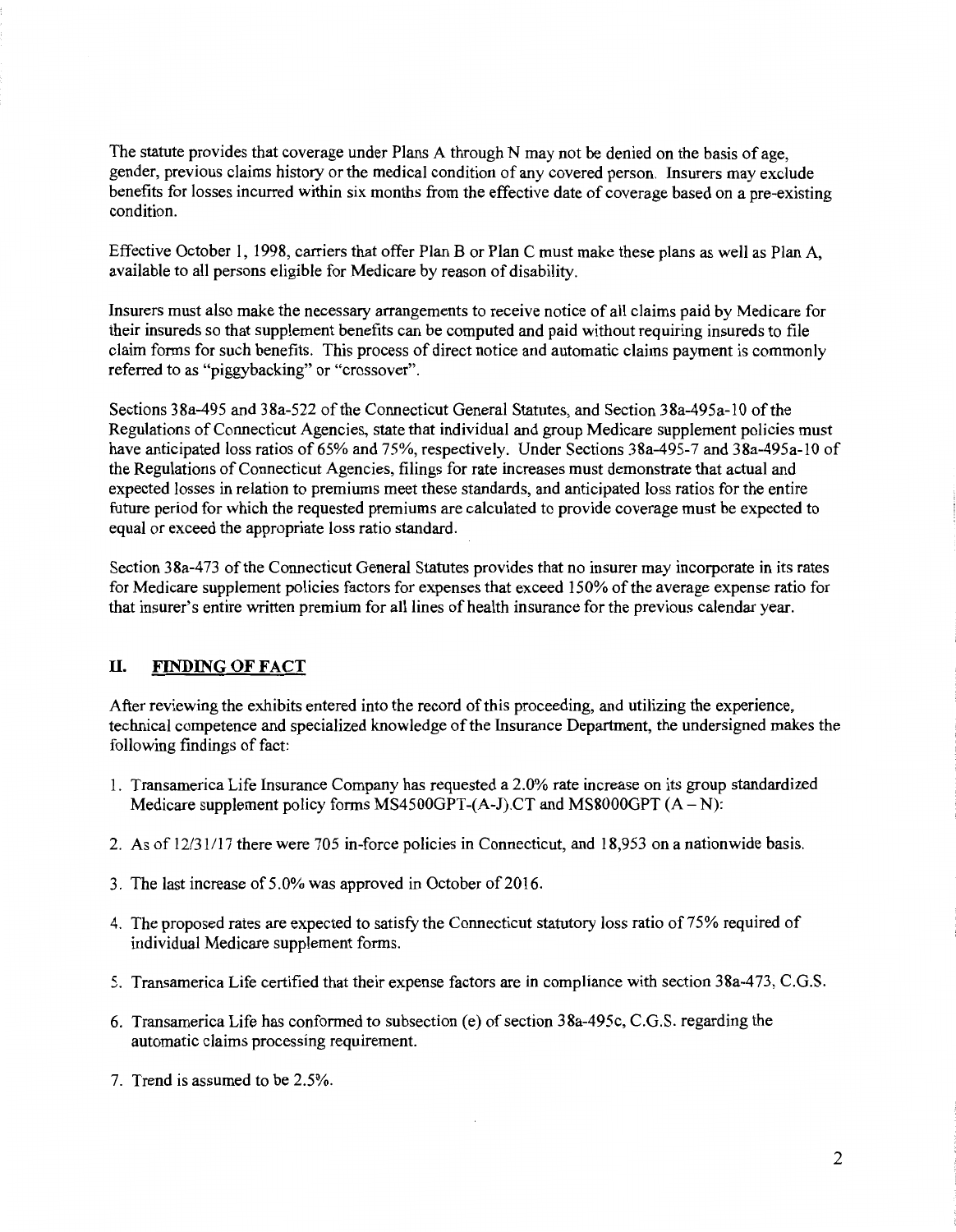The statute provides that coverage under Plans A through N may not be denied on the basis of age, gender, previous claims history or the medical condition of any covered person. Insurers may exclude benefits for losses incurred within six months from the effective date of coverage based on a pre-existing condition.

Effective October 1, 1998, carriers that offer Plan B or Plan C must make these plans as well as Plan A, available to all persons eligible for Medicare by reason of disability.

Insurers must also make the necessary arrangements to receive notice of all claims paid by Medicare for their insureds so that supplement benefits can be computed and paid without requiring insureds to file claim forms for such benefits. This process of direct notice and automatic claims payment is commonly referred to as "piggybacking" or "crossover".

Sections 38a-495 and 38a-522 of the Connecticut General Statutes, and Section 38a-495a-10 of the Regulations of Connecticut Agencies, state that individual and group Medicare supplement policies must have anticipated loss ratios of 65% and 75%, respectively. Under Sections 38a-495-7 and 38a-495a-10 of the Regulations of Connecticut Agencies, filings for rate increases must demonstrate that actual and expected losses in relation to premiums meet these standards, and anticipated loss ratios for the entire future period for which the requested premiums are calculated to provide coverage must be expected to equal or exceed the appropriate loss ratio standard.

Section 38a-473 of the Connecticut General Statutes provides that no insurer may incorporate in its rates for Medicare supplement policies factors for expenses that exceed 150% of the average expense ratio for that insurer's entire written premium for all lines of health insurance for the previous calendar year.

## II. FINDING OF FACT

After reviewing the exhibits entered into the record of this proceeding, and utilizing the experience, technical competence and specialized knowledge of the Insurance Department, the undersigned makes the following findings of fact:

1. Transamerica Life Insurance Company has requested a 2.0% rate increase on its group standardized Medicare supplement policy forms MS4500GPT-(A-J).CT and MS8000GPT (A – N):
2. As of 12/31/17 there were 705 in-force policies in Connecticut, and 18,953 on a nationwide basis.
3. The last increase of 5.0% was approved in October of 2016.
4. The proposed rates are expected to satisfy the Connecticut statutory loss ratio of 75% required of individual Medicare supplement forms.
5. Transamerica Life certified that their expense factors are in compliance with section 38a-473, C.G.S.
6. Transamerica Life has conformed to subsection (e) of section 38a-495c, C.G.S. regarding the automatic claims processing requirement.
7. Trend is assumed to be 2.5%.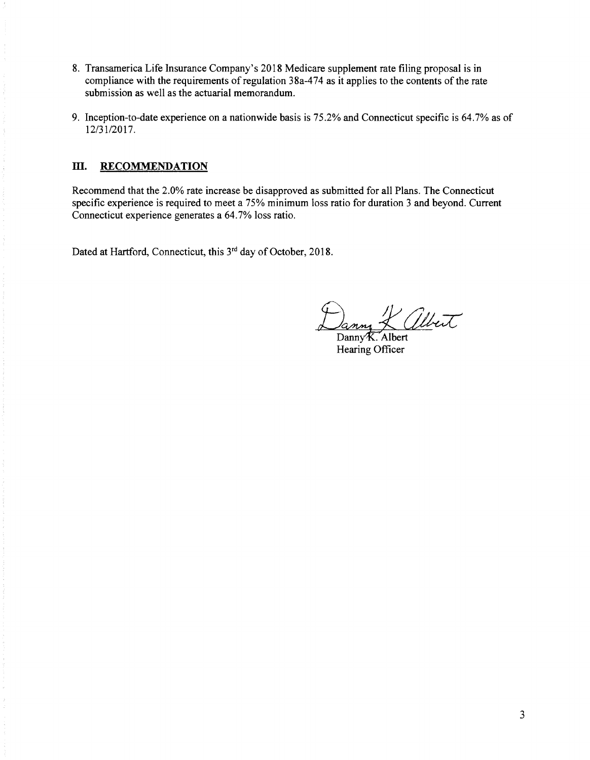8. Transamerica Life Insurance Company's 2018 Medicare supplement rate filing proposal is in compliance with the requirements of regulation 38a-474 as it applies to the contents of the rate submission as well as the actuarial memorandum.

9. Inception-to-date experience on a nationwide basis is 75.2% and Connecticut specific is 64.7% as of 12/31/2017.

## III. RECOMMENDATION

Recommend that the 2.0% rate increase be disapproved as submitted for all Plans. The Connecticut specific experience is required to meet a 75% minimum loss ratio for duration 3 and beyond. Current Connecticut experience generates a 64.7% loss ratio.

Dated at Hartford, Connecticut, this 3rd day of October, 2018.

Danny K. Albert
Hearing Officer